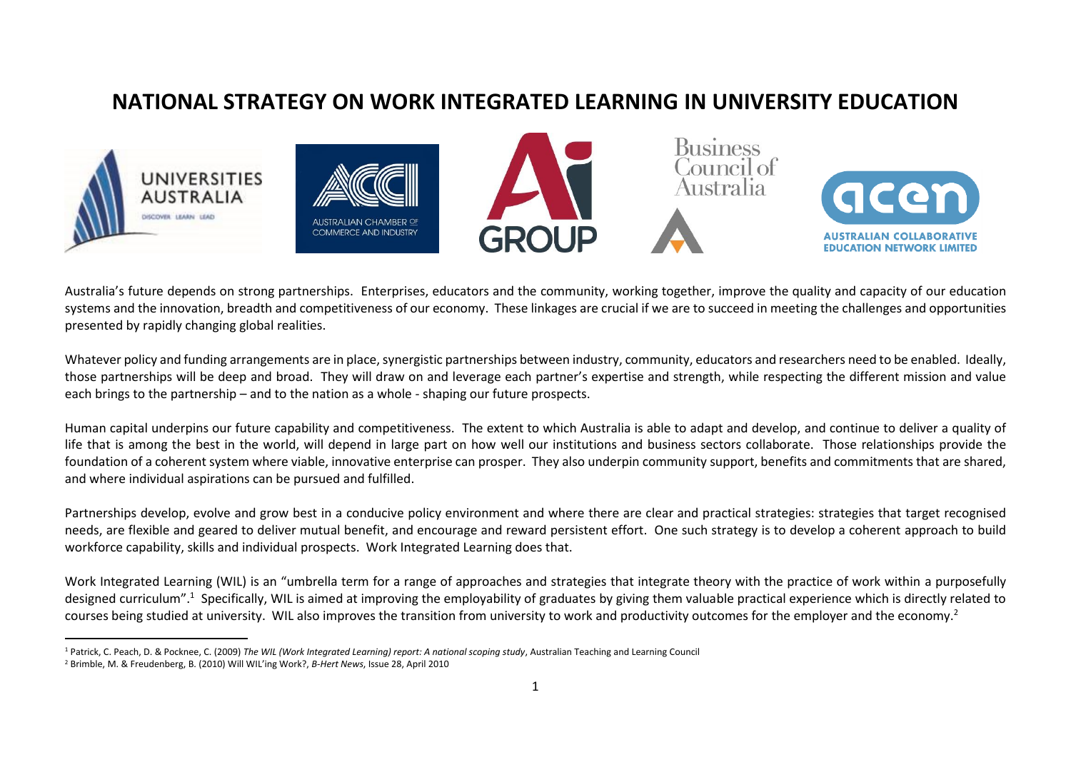# NATIONAL STRATEGY ON WORK INTEGRATED LEARNING IN UNIVERSITY EDUCATION

Australia's future depends on strong partnerships. Enterprises, educators and the community, working together, improve the quality and capacity of our education systems and the innovation, breadth and competitiveness of our economy. These linkages are crucial if we are to succeed in meeting the challenges and opportunities presented by rapidly changing global realities.

Whatever policy and funding arrangements are in place, synergistic partnerships between industry, community, educators and researchers need to be enabled. Ideally, those partnerships will be deep and broad. They will draw on and leverage each partner's expertise and strength, while respecting the different mission and value each brings to the partnership – and to the nation as a whole - shaping our future prospects.

Human capital underpins our future capability and competitiveness. The extent to which Australia is able to adapt and develop, and continue to deliver a quality of life that is among the best in the world, will depend in large part on how well our institutions and business sectors collaborate. Those relationships provide the foundation of a coherent system where viable, innovative enterprise can prosper. They also underpin community support, benefits and commitments that are shared, and where individual aspirations can be pursued and fulfilled.

Partnerships develop, evolve and grow best in a conducive policy environment and where there are clear and practical strategies: strategies that target recognised needs, are flexible and geared to deliver mutual benefit, and encourage and reward persistent effort. One such strategy is to develop a coherent approach to build workforce capability, skills and individual prospects. Work Integrated Learning does that.

Work Integrated Learning (WIL) is an "umbrella term for a range of approaches and strategies that integrate theory with the practice of work within a purposefully designed curriculum".[1] Specifically, WIL is aimed at improving the employability of graduates by giving them valuable practical experience which is directly related to courses being studied at university. WIL also improves the transition from university to work and productivity outcomes for the employer and the economy.[2]

---

[1] Patrick, C. Peach, D. & Pocknee, C. (2009) *The WIL (Work Integrated Learning) report: A national scoping study*, Australian Teaching and Learning Council

[2] Brimble, M. & Freudenberg, B. (2010) Will WIL'ing Work?, *B-Hert News*, Issue 28, April 2010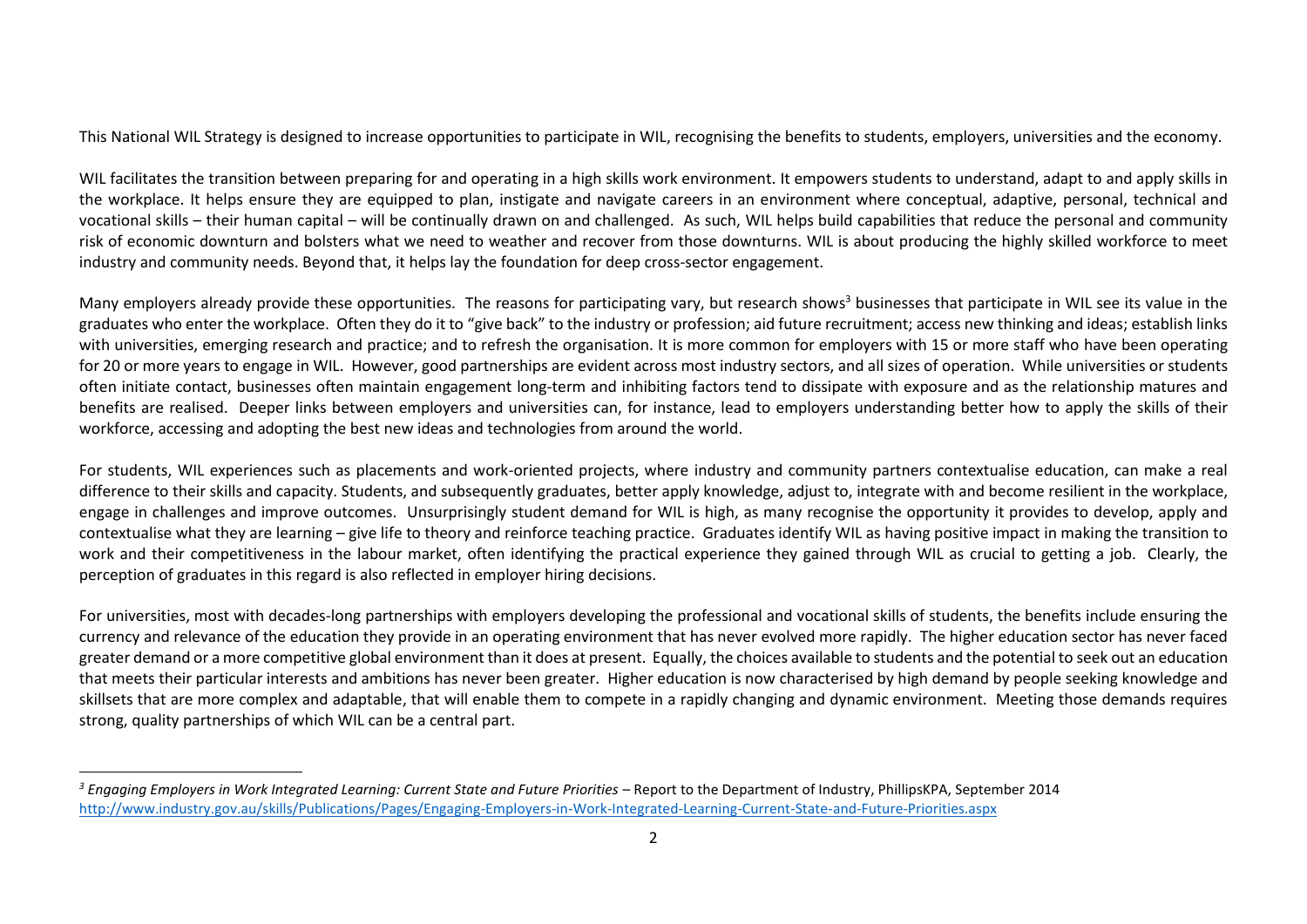This National WIL Strategy is designed to increase opportunities to participate in WIL, recognising the benefits to students, employers, universities and the economy.

WIL facilitates the transition between preparing for and operating in a high skills work environment. It empowers students to understand, adapt to and apply skills in the workplace. It helps ensure they are equipped to plan, instigate and navigate careers in an environment where conceptual, adaptive, personal, technical and vocational skills – their human capital – will be continually drawn on and challenged. As such, WIL helps build capabilities that reduce the personal and community risk of economic downturn and bolsters what we need to weather and recover from those downturns. WIL is about producing the highly skilled workforce to meet industry and community needs. Beyond that, it helps lay the foundation for deep cross-sector engagement.

Many employers already provide these opportunities. The reasons for participating vary, but research shows[3] businesses that participate in WIL see its value in the graduates who enter the workplace. Often they do it to "give back" to the industry or profession; aid future recruitment; access new thinking and ideas; establish links with universities, emerging research and practice; and to refresh the organisation. It is more common for employers with 15 or more staff who have been operating for 20 or more years to engage in WIL. However, good partnerships are evident across most industry sectors, and all sizes of operation. While universities or students often initiate contact, businesses often maintain engagement long-term and inhibiting factors tend to dissipate with exposure and as the relationship matures and benefits are realised. Deeper links between employers and universities can, for instance, lead to employers understanding better how to apply the skills of their workforce, accessing and adopting the best new ideas and technologies from around the world.

For students, WIL experiences such as placements and work-oriented projects, where industry and community partners contextualise education, can make a real difference to their skills and capacity. Students, and subsequently graduates, better apply knowledge, adjust to, integrate with and become resilient in the workplace, engage in challenges and improve outcomes. Unsurprisingly student demand for WIL is high, as many recognise the opportunity it provides to develop, apply and contextualise what they are learning – give life to theory and reinforce teaching practice. Graduates identify WIL as having positive impact in making the transition to work and their competitiveness in the labour market, often identifying the practical experience they gained through WIL as crucial to getting a job. Clearly, the perception of graduates in this regard is also reflected in employer hiring decisions.

For universities, most with decades-long partnerships with employers developing the professional and vocational skills of students, the benefits include ensuring the currency and relevance of the education they provide in an operating environment that has never evolved more rapidly. The higher education sector has never faced greater demand or a more competitive global environment than it does at present. Equally, the choices available to students and the potential to seek out an education that meets their particular interests and ambitions has never been greater. Higher education is now characterised by high demand by people seeking knowledge and skillsets that are more complex and adaptable, that will enable them to compete in a rapidly changing and dynamic environment. Meeting those demands requires strong, quality partnerships of which WIL can be a central part.

---

[3] *Engaging Employers in Work Integrated Learning: Current State and Future Priorities* – Report to the Department of Industry, PhillipsKPA, September 2014
http://www.industry.gov.au/skills/Publications/Pages/Engaging-Employers-in-Work-Integrated-Learning-Current-State-and-Future-Priorities.aspx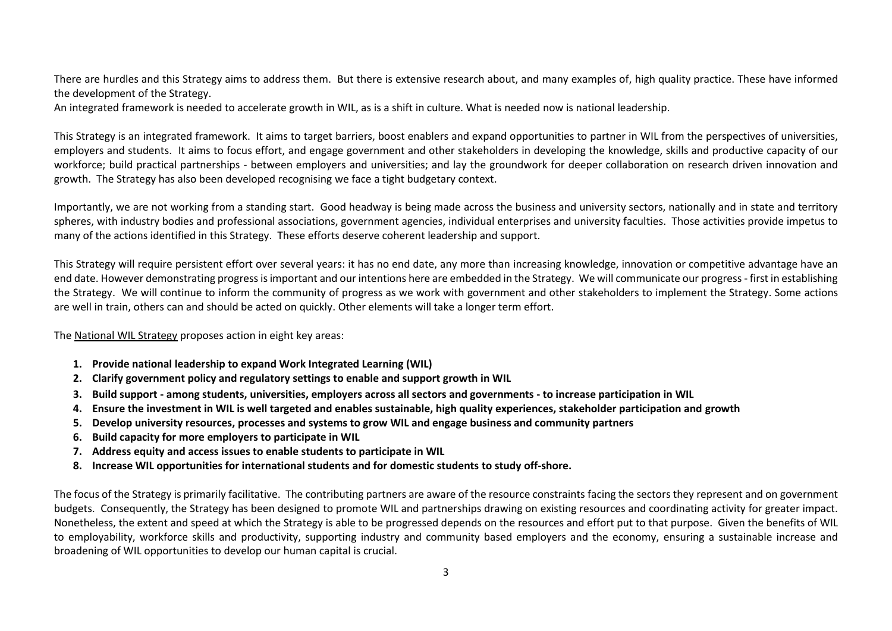There are hurdles and this Strategy aims to address them. But there is extensive research about, and many examples of, high quality practice. These have informed the development of the Strategy.
An integrated framework is needed to accelerate growth in WIL, as is a shift in culture. What is needed now is national leadership.

This Strategy is an integrated framework. It aims to target barriers, boost enablers and expand opportunities to partner in WIL from the perspectives of universities, employers and students. It aims to focus effort, and engage government and other stakeholders in developing the knowledge, skills and productive capacity of our workforce; build practical partnerships - between employers and universities; and lay the groundwork for deeper collaboration on research driven innovation and growth. The Strategy has also been developed recognising we face a tight budgetary context.

Importantly, we are not working from a standing start. Good headway is being made across the business and university sectors, nationally and in state and territory spheres, with industry bodies and professional associations, government agencies, individual enterprises and university faculties. Those activities provide impetus to many of the actions identified in this Strategy. These efforts deserve coherent leadership and support.

This Strategy will require persistent effort over several years: it has no end date, any more than increasing knowledge, innovation or competitive advantage have an end date. However demonstrating progress is important and our intentions here are embedded in the Strategy. We will communicate our progress - first in establishing the Strategy. We will continue to inform the community of progress as we work with government and other stakeholders to implement the Strategy. Some actions are well in train, others can and should be acted on quickly. Other elements will take a longer term effort.

The National WIL Strategy proposes action in eight key areas:

1. **Provide national leadership to expand Work Integrated Learning (WIL)**
2. **Clarify government policy and regulatory settings to enable and support growth in WIL**
3. **Build support - among students, universities, employers across all sectors and governments - to increase participation in WIL**
4. **Ensure the investment in WIL is well targeted and enables sustainable, high quality experiences, stakeholder participation and growth**
5. **Develop university resources, processes and systems to grow WIL and engage business and community partners**
6. **Build capacity for more employers to participate in WIL**
7. **Address equity and access issues to enable students to participate in WIL**
8. **Increase WIL opportunities for international students and for domestic students to study off-shore.**

The focus of the Strategy is primarily facilitative. The contributing partners are aware of the resource constraints facing the sectors they represent and on government budgets. Consequently, the Strategy has been designed to promote WIL and partnerships drawing on existing resources and coordinating activity for greater impact. Nonetheless, the extent and speed at which the Strategy is able to be progressed depends on the resources and effort put to that purpose. Given the benefits of WIL to employability, workforce skills and productivity, supporting industry and community based employers and the economy, ensuring a sustainable increase and broadening of WIL opportunities to develop our human capital is crucial.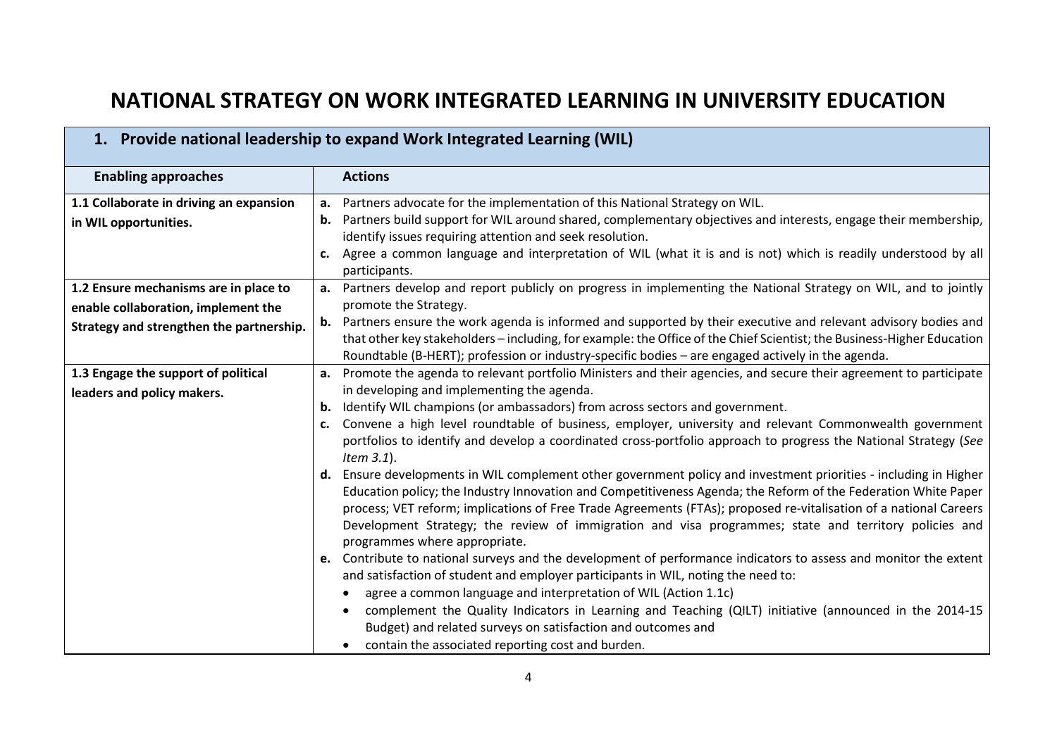# NATIONAL STRATEGY ON WORK INTEGRATED LEARNING IN UNIVERSITY EDUCATION

## 1. Provide national leadership to expand Work Integrated Learning (WIL)

| Enabling approaches | Actions |
|---|---|
| **1.1 Collaborate in driving an expansion in WIL opportunities.** | **a.** Partners advocate for the implementation of this National Strategy on WIL.<br>**b.** Partners build support for WIL around shared, complementary objectives and interests, engage their membership, identify issues requiring attention and seek resolution.<br>**c.** Agree a common language and interpretation of WIL (what it is and is not) which is readily understood by all participants. |
| **1.2 Ensure mechanisms are in place to enable collaboration, implement the Strategy and strengthen the partnership.** | **a.** Partners develop and report publicly on progress in implementing the National Strategy on WIL, and to jointly promote the Strategy.<br>**b.** Partners ensure the work agenda is informed and supported by their executive and relevant advisory bodies and that other key stakeholders – including, for example: the Office of the Chief Scientist; the Business-Higher Education Roundtable (B-HERT); profession or industry-specific bodies – are engaged actively in the agenda. |
| **1.3 Engage the support of political leaders and policy makers.** | **a.** Promote the agenda to relevant portfolio Ministers and their agencies, and secure their agreement to participate in developing and implementing the agenda.<br>**b.** Identify WIL champions (or ambassadors) from across sectors and government.<br>**c.** Convene a high level roundtable of business, employer, university and relevant Commonwealth government portfolios to identify and develop a coordinated cross-portfolio approach to progress the National Strategy (*See Item 3.1*).<br>**d.** Ensure developments in WIL complement other government policy and investment priorities - including in Higher Education policy; the Industry Innovation and Competitiveness Agenda; the Reform of the Federation White Paper process; VET reform; implications of Free Trade Agreements (FTAs); proposed re-vitalisation of a national Careers Development Strategy; the review of immigration and visa programmes; state and territory policies and programmes where appropriate.<br>**e.** Contribute to national surveys and the development of performance indicators to assess and monitor the extent and satisfaction of student and employer participants in WIL, noting the need to:<br>• agree a common language and interpretation of WIL (Action 1.1c)<br>• complement the Quality Indicators in Learning and Teaching (QILT) initiative (announced in the 2014-15 Budget) and related surveys on satisfaction and outcomes and<br>• contain the associated reporting cost and burden. |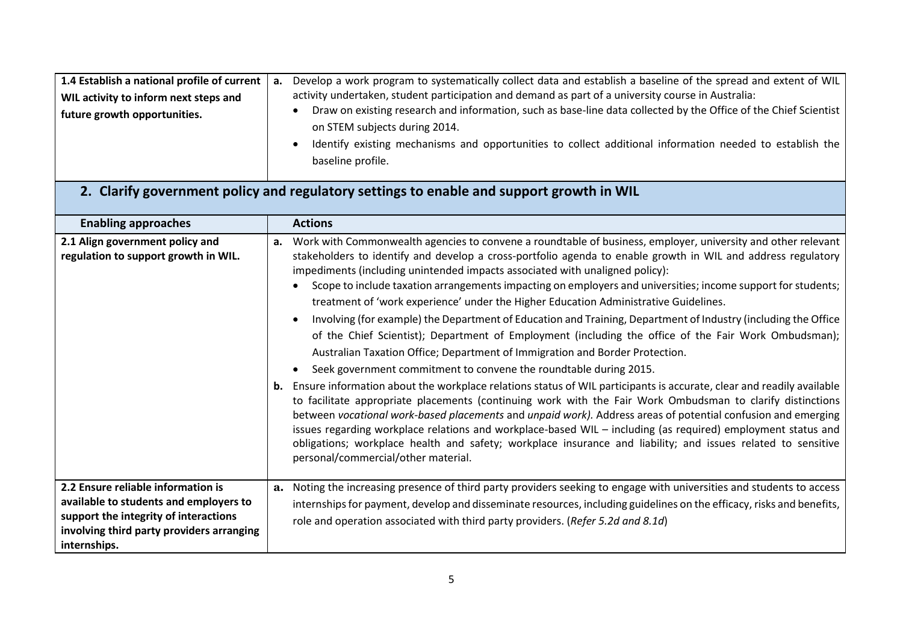| | |
|---|---|
| **1.4 Establish a national profile of current WIL activity to inform next steps and future growth opportunities.** | **a.** Develop a work program to systematically collect data and establish a baseline of the spread and extent of WIL activity undertaken, student participation and demand as part of a university course in Australia:<br>• Draw on existing research and information, such as base-line data collected by the Office of the Chief Scientist on STEM subjects during 2014.<br>• Identify existing mechanisms and opportunities to collect additional information needed to establish the baseline profile. |

## 2. Clarify government policy and regulatory settings to enable and support growth in WIL

| Enabling approaches | Actions |
|---|---|
| **2.1 Align government policy and regulation to support growth in WIL.** | **a.** Work with Commonwealth agencies to convene a roundtable of business, employer, university and other relevant stakeholders to identify and develop a cross-portfolio agenda to enable growth in WIL and address regulatory impediments (including unintended impacts associated with unaligned policy):<br>• Scope to include taxation arrangements impacting on employers and universities; income support for students; treatment of 'work experience' under the Higher Education Administrative Guidelines.<br>• Involving (for example) the Department of Education and Training, Department of Industry (including the Office of the Chief Scientist); Department of Employment (including the office of the Fair Work Ombudsman); Australian Taxation Office; Department of Immigration and Border Protection.<br>• Seek government commitment to convene the roundtable during 2015.<br>**b.** Ensure information about the workplace relations status of WIL participants is accurate, clear and readily available to facilitate appropriate placements (continuing work with the Fair Work Ombudsman to clarify distinctions between *vocational work-based placements* and *unpaid work).* Address areas of potential confusion and emerging issues regarding workplace relations and workplace-based WIL – including (as required) employment status and obligations; workplace health and safety; workplace insurance and liability; and issues related to sensitive personal/commercial/other material. |
| **2.2 Ensure reliable information is available to students and employers to support the integrity of interactions involving third party providers arranging internships.** | **a.** Noting the increasing presence of third party providers seeking to engage with universities and students to access internships for payment, develop and disseminate resources, including guidelines on the efficacy, risks and benefits, role and operation associated with third party providers. (*Refer 5.2d and 8.1d*) |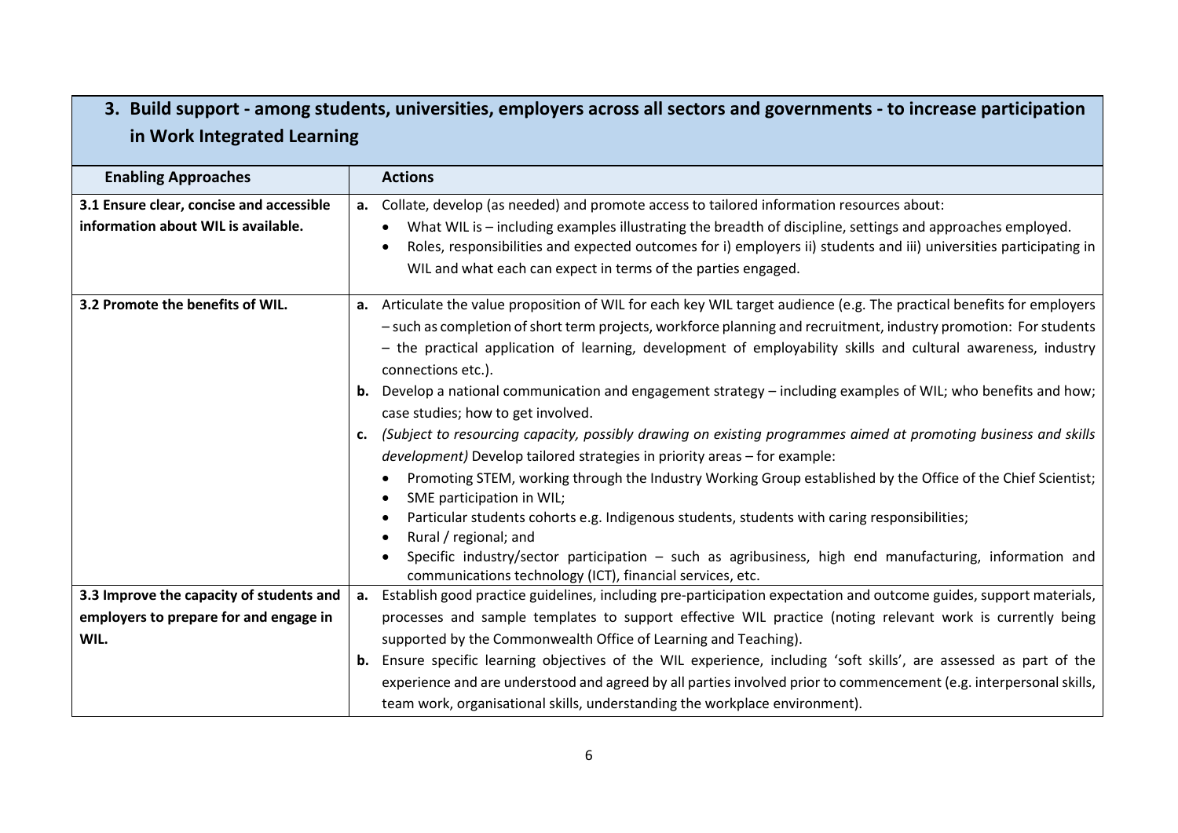## 3. Build support - among students, universities, employers across all sectors and governments - to increase participation in Work Integrated Learning

| Enabling Approaches | Actions |
|---|---|
| **3.1 Ensure clear, concise and accessible information about WIL is available.** | **a.** Collate, develop (as needed) and promote access to tailored information resources about:<br>• What WIL is – including examples illustrating the breadth of discipline, settings and approaches employed.<br>• Roles, responsibilities and expected outcomes for i) employers ii) students and iii) universities participating in WIL and what each can expect in terms of the parties engaged. |
| **3.2 Promote the benefits of WIL.** | **a.** Articulate the value proposition of WIL for each key WIL target audience (e.g. The practical benefits for employers – such as completion of short term projects, workforce planning and recruitment, industry promotion: For students – the practical application of learning, development of employability skills and cultural awareness, industry connections etc.).<br>**b.** Develop a national communication and engagement strategy – including examples of WIL; who benefits and how; case studies; how to get involved.<br>**c.** *(Subject to resourcing capacity, possibly drawing on existing programmes aimed at promoting business and skills development)* Develop tailored strategies in priority areas – for example:<br>• Promoting STEM, working through the Industry Working Group established by the Office of the Chief Scientist;<br>• SME participation in WIL;<br>• Particular students cohorts e.g. Indigenous students, students with caring responsibilities;<br>• Rural / regional; and<br>• Specific industry/sector participation – such as agribusiness, high end manufacturing, information and communications technology (ICT), financial services, etc. |
| **3.3 Improve the capacity of students and employers to prepare for and engage in WIL.** | **a.** Establish good practice guidelines, including pre-participation expectation and outcome guides, support materials, processes and sample templates to support effective WIL practice (noting relevant work is currently being supported by the Commonwealth Office of Learning and Teaching).<br>**b.** Ensure specific learning objectives of the WIL experience, including 'soft skills', are assessed as part of the experience and are understood and agreed by all parties involved prior to commencement (e.g. interpersonal skills, team work, organisational skills, understanding the workplace environment). |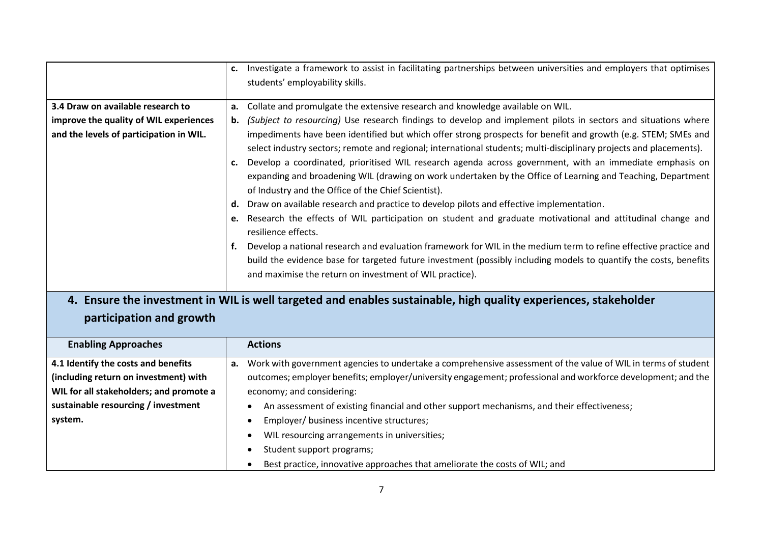| | |
|---|---|
| | **c.** Investigate a framework to assist in facilitating partnerships between universities and employers that optimises students' employability skills. |
| **3.4 Draw on available research to improve the quality of WIL experiences and the levels of participation in WIL.** | **a.** Collate and promulgate the extensive research and knowledge available on WIL.<br>**b.** *(Subject to resourcing)* Use research findings to develop and implement pilots in sectors and situations where impediments have been identified but which offer strong prospects for benefit and growth (e.g. STEM; SMEs and select industry sectors; remote and regional; international students; multi-disciplinary projects and placements).<br>**c.** Develop a coordinated, prioritised WIL research agenda across government, with an immediate emphasis on expanding and broadening WIL (drawing on work undertaken by the Office of Learning and Teaching, Department of Industry and the Office of the Chief Scientist).<br>**d.** Draw on available research and practice to develop pilots and effective implementation.<br>**e.** Research the effects of WIL participation on student and graduate motivational and attitudinal change and resilience effects.<br>**f.** Develop a national research and evaluation framework for WIL in the medium term to refine effective practice and build the evidence base for targeted future investment (possibly including models to quantify the costs, benefits and maximise the return on investment of WIL practice). |

## 4. Ensure the investment in WIL is well targeted and enables sustainable, high quality experiences, stakeholder participation and growth

| Enabling Approaches | Actions |
|---|---|
| **4.1 Identify the costs and benefits (including return on investment) with WIL for all stakeholders; and promote a sustainable resourcing / investment system.** | **a.** Work with government agencies to undertake a comprehensive assessment of the value of WIL in terms of student outcomes; employer benefits; employer/university engagement; professional and workforce development; and the economy; and considering:<br>• An assessment of existing financial and other support mechanisms, and their effectiveness;<br>• Employer/ business incentive structures;<br>• WIL resourcing arrangements in universities;<br>• Student support programs;<br>• Best practice, innovative approaches that ameliorate the costs of WIL; and |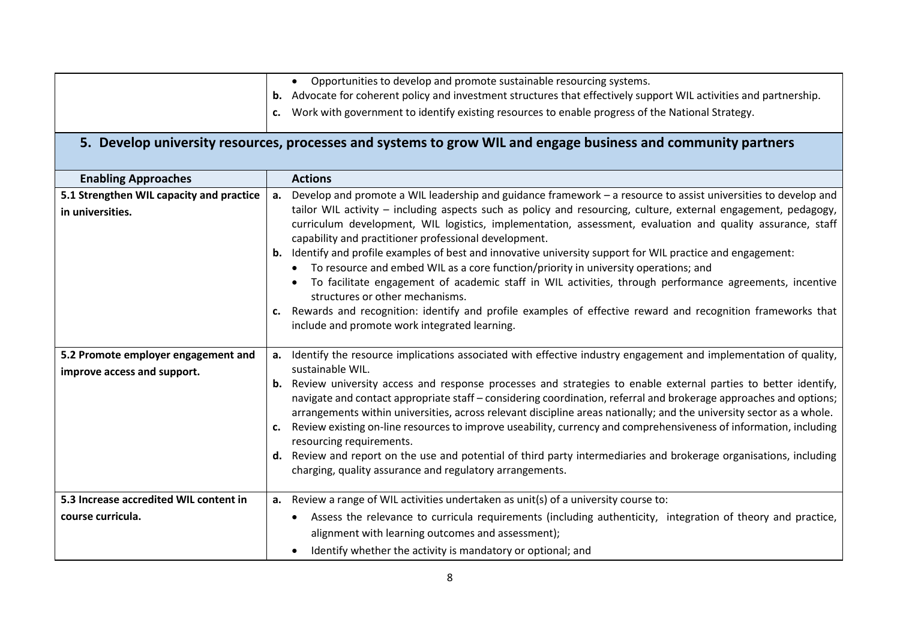| | |
|---|---|
| | • Opportunities to develop and promote sustainable resourcing systems.<br>**b.** Advocate for coherent policy and investment structures that effectively support WIL activities and partnership.<br>**c.** Work with government to identify existing resources to enable progress of the National Strategy. |

## 5. Develop university resources, processes and systems to grow WIL and engage business and community partners

| Enabling Approaches | Actions |
|---|---|
| **5.1 Strengthen WIL capacity and practice in universities.** | **a.** Develop and promote a WIL leadership and guidance framework – a resource to assist universities to develop and tailor WIL activity – including aspects such as policy and resourcing, culture, external engagement, pedagogy, curriculum development, WIL logistics, implementation, assessment, evaluation and quality assurance, staff capability and practitioner professional development.<br>**b.** Identify and profile examples of best and innovative university support for WIL practice and engagement:<br>• To resource and embed WIL as a core function/priority in university operations; and<br>• To facilitate engagement of academic staff in WIL activities, through performance agreements, incentive structures or other mechanisms.<br>**c.** Rewards and recognition: identify and profile examples of effective reward and recognition frameworks that include and promote work integrated learning. |
| **5.2 Promote employer engagement and improve access and support.** | **a.** Identify the resource implications associated with effective industry engagement and implementation of quality, sustainable WIL.<br>**b.** Review university access and response processes and strategies to enable external parties to better identify, navigate and contact appropriate staff – considering coordination, referral and brokerage approaches and options; arrangements within universities, across relevant discipline areas nationally; and the university sector as a whole.<br>**c.** Review existing on-line resources to improve useability, currency and comprehensiveness of information, including resourcing requirements.<br>**d.** Review and report on the use and potential of third party intermediaries and brokerage organisations, including charging, quality assurance and regulatory arrangements. |
| **5.3 Increase accredited WIL content in course curricula.** | **a.** Review a range of WIL activities undertaken as unit(s) of a university course to:<br>• Assess the relevance to curricula requirements (including authenticity, integration of theory and practice, alignment with learning outcomes and assessment);<br>• Identify whether the activity is mandatory or optional; and |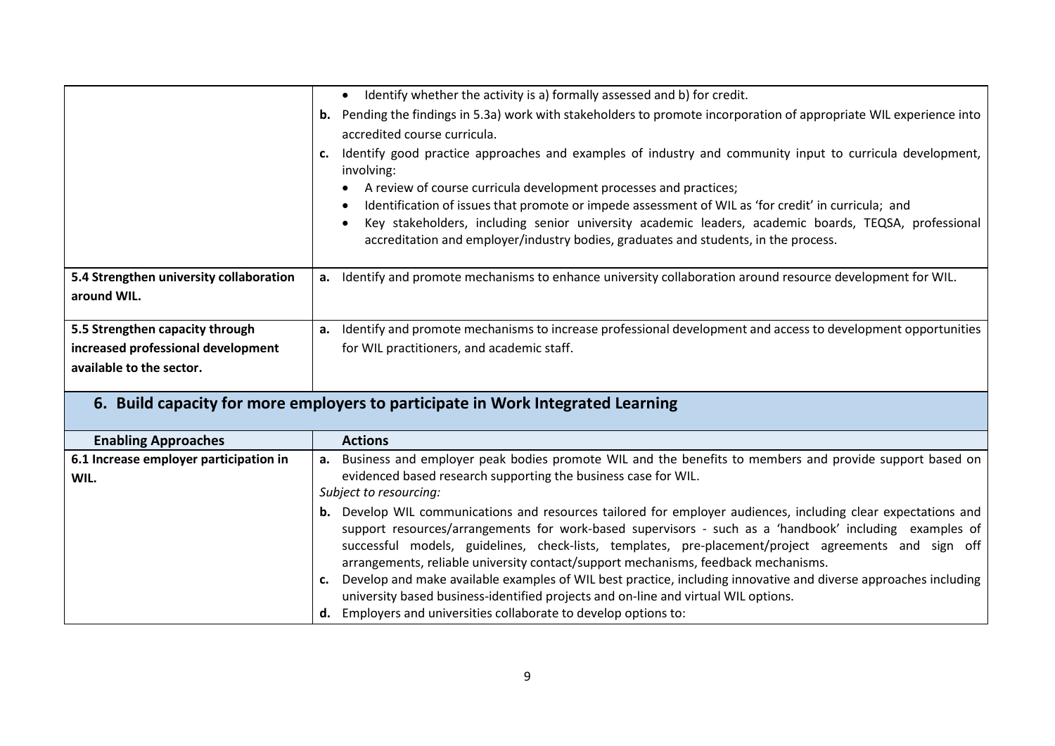| | |
|---|---|
| | • Identify whether the activity is a) formally assessed and b) for credit.<br>**b.** Pending the findings in 5.3a) work with stakeholders to promote incorporation of appropriate WIL experience into accredited course curricula.<br>**c.** Identify good practice approaches and examples of industry and community input to curricula development, involving:<br>• A review of course curricula development processes and practices;<br>• Identification of issues that promote or impede assessment of WIL as 'for credit' in curricula; and<br>• Key stakeholders, including senior university academic leaders, academic boards, TEQSA, professional accreditation and employer/industry bodies, graduates and students, in the process. |
| **5.4 Strengthen university collaboration around WIL.** | **a.** Identify and promote mechanisms to enhance university collaboration around resource development for WIL. |
| **5.5 Strengthen capacity through increased professional development available to the sector.** | **a.** Identify and promote mechanisms to increase professional development and access to development opportunities for WIL practitioners, and academic staff. |

## 6. Build capacity for more employers to participate in Work Integrated Learning

| Enabling Approaches | Actions |
|---|---|
| **6.1 Increase employer participation in WIL.** | **a.** Business and employer peak bodies promote WIL and the benefits to members and provide support based on evidenced based research supporting the business case for WIL.<br>*Subject to resourcing:*<br>**b.** Develop WIL communications and resources tailored for employer audiences, including clear expectations and support resources/arrangements for work-based supervisors - such as a 'handbook' including examples of successful models, guidelines, check-lists, templates, pre-placement/project agreements and sign off arrangements, reliable university contact/support mechanisms, feedback mechanisms.<br>**c.** Develop and make available examples of WIL best practice, including innovative and diverse approaches including university based business-identified projects and on-line and virtual WIL options.<br>**d.** Employers and universities collaborate to develop options to: |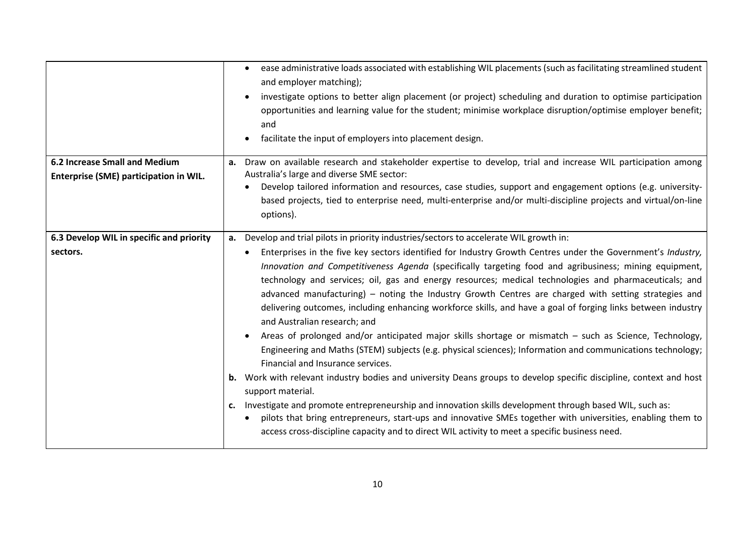| | |
|---|---|
| | • ease administrative loads associated with establishing WIL placements (such as facilitating streamlined student and employer matching);<br>• investigate options to better align placement (or project) scheduling and duration to optimise participation opportunities and learning value for the student; minimise workplace disruption/optimise employer benefit; and<br>• facilitate the input of employers into placement design. |
| **6.2 Increase Small and Medium Enterprise (SME) participation in WIL.** | **a.** Draw on available research and stakeholder expertise to develop, trial and increase WIL participation among Australia's large and diverse SME sector:<br>• Develop tailored information and resources, case studies, support and engagement options (e.g. university-based projects, tied to enterprise need, multi-enterprise and/or multi-discipline projects and virtual/on-line options). |
| **6.3 Develop WIL in specific and priority sectors.** | **a.** Develop and trial pilots in priority industries/sectors to accelerate WIL growth in:<br>• Enterprises in the five key sectors identified for Industry Growth Centres under the Government's *Industry, Innovation and Competitiveness Agenda* (specifically targeting food and agribusiness; mining equipment, technology and services; oil, gas and energy resources; medical technologies and pharmaceuticals; and advanced manufacturing) – noting the Industry Growth Centres are charged with setting strategies and delivering outcomes, including enhancing workforce skills, and have a goal of forging links between industry and Australian research; and<br>• Areas of prolonged and/or anticipated major skills shortage or mismatch – such as Science, Technology, Engineering and Maths (STEM) subjects (e.g. physical sciences); Information and communications technology; Financial and Insurance services.<br>**b.** Work with relevant industry bodies and university Deans groups to develop specific discipline, context and host support material.<br>**c.** Investigate and promote entrepreneurship and innovation skills development through based WIL, such as:<br>• pilots that bring entrepreneurs, start-ups and innovative SMEs together with universities, enabling them to access cross-discipline capacity and to direct WIL activity to meet a specific business need. |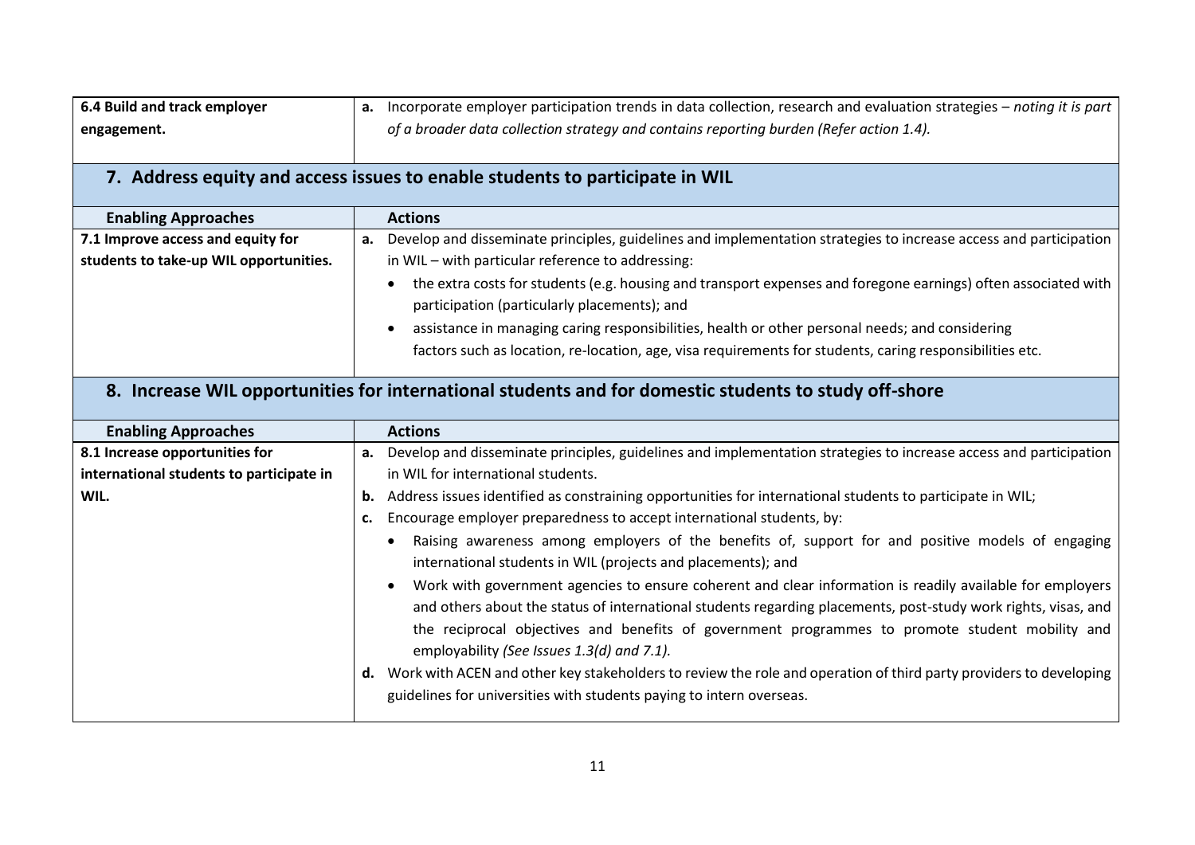| 6.4 Build and track employer engagement. | **a.** Incorporate employer participation trends in data collection, research and evaluation strategies – *noting it is part of a broader data collection strategy and contains reporting burden (Refer action 1.4).* |
|---|---|

## 7. Address equity and access issues to enable students to participate in WIL

| Enabling Approaches | Actions |
|---|---|
| **7.1 Improve access and equity for students to take-up WIL opportunities.** | **a.** Develop and disseminate principles, guidelines and implementation strategies to increase access and participation in WIL – with particular reference to addressing:<br>• the extra costs for students (e.g. housing and transport expenses and foregone earnings) often associated with participation (particularly placements); and<br>• assistance in managing caring responsibilities, health or other personal needs; and considering factors such as location, re-location, age, visa requirements for students, caring responsibilities etc. |

## 8. Increase WIL opportunities for international students and for domestic students to study off-shore

| Enabling Approaches | Actions |
|---|---|
| **8.1 Increase opportunities for international students to participate in WIL.** | **a.** Develop and disseminate principles, guidelines and implementation strategies to increase access and participation in WIL for international students.<br>**b.** Address issues identified as constraining opportunities for international students to participate in WIL;<br>**c.** Encourage employer preparedness to accept international students, by:<br>• Raising awareness among employers of the benefits of, support for and positive models of engaging international students in WIL (projects and placements); and<br>• Work with government agencies to ensure coherent and clear information is readily available for employers and others about the status of international students regarding placements, post-study work rights, visas, and the reciprocal objectives and benefits of government programmes to promote student mobility and employability *(See Issues 1.3(d) and 7.1).*<br>**d.** Work with ACEN and other key stakeholders to review the role and operation of third party providers to developing guidelines for universities with students paying to intern overseas. |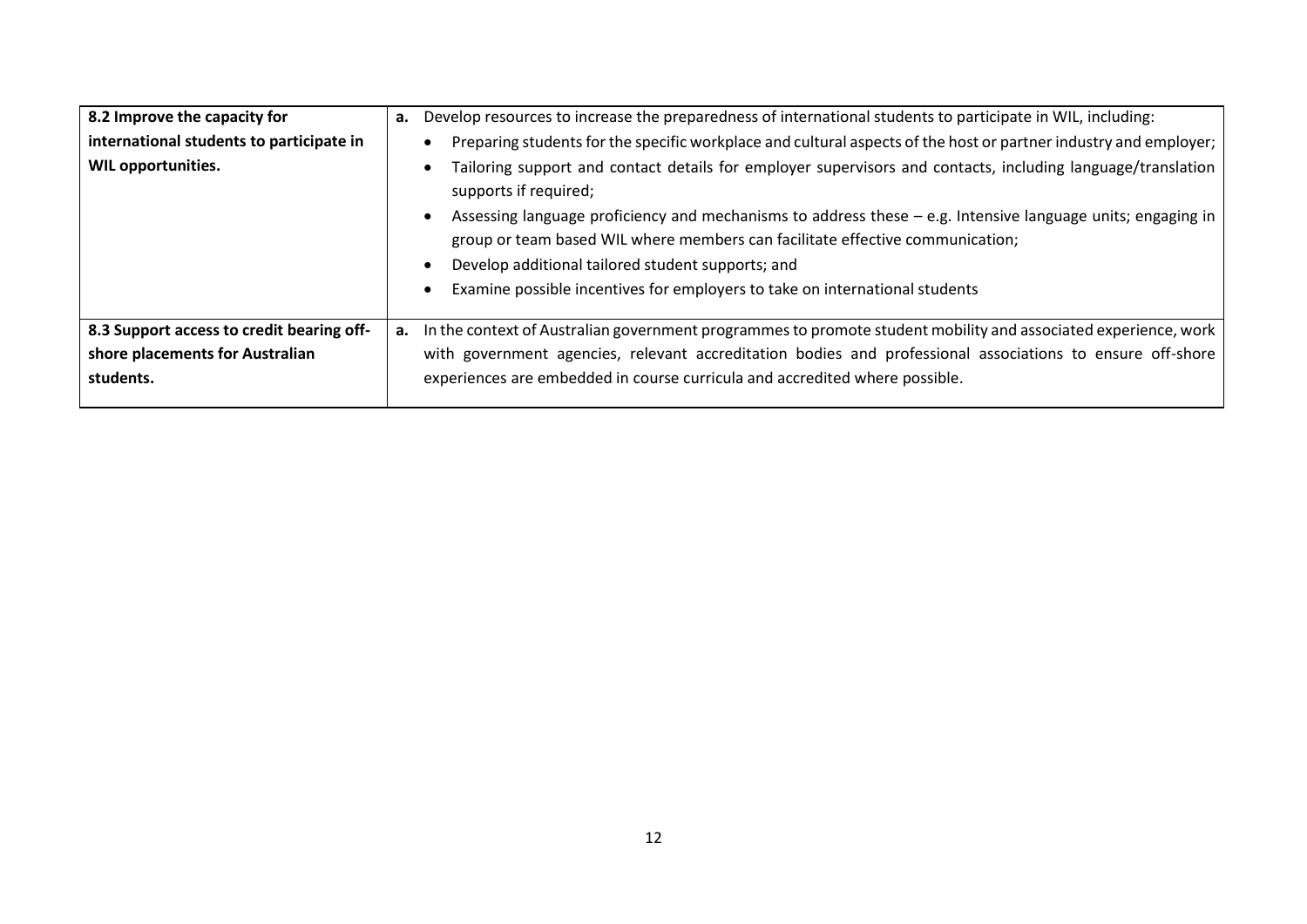| | |
|---|---|
| **8.2 Improve the capacity for international students to participate in WIL opportunities.** | **a.** Develop resources to increase the preparedness of international students to participate in WIL, including:<br>• Preparing students for the specific workplace and cultural aspects of the host or partner industry and employer;<br>• Tailoring support and contact details for employer supervisors and contacts, including language/translation supports if required;<br>• Assessing language proficiency and mechanisms to address these – e.g. Intensive language units; engaging in group or team based WIL where members can facilitate effective communication;<br>• Develop additional tailored student supports; and<br>• Examine possible incentives for employers to take on international students |
| **8.3 Support access to credit bearing off-shore placements for Australian students.** | **a.** In the context of Australian government programmes to promote student mobility and associated experience, work with government agencies, relevant accreditation bodies and professional associations to ensure off-shore experiences are embedded in course curricula and accredited where possible. |